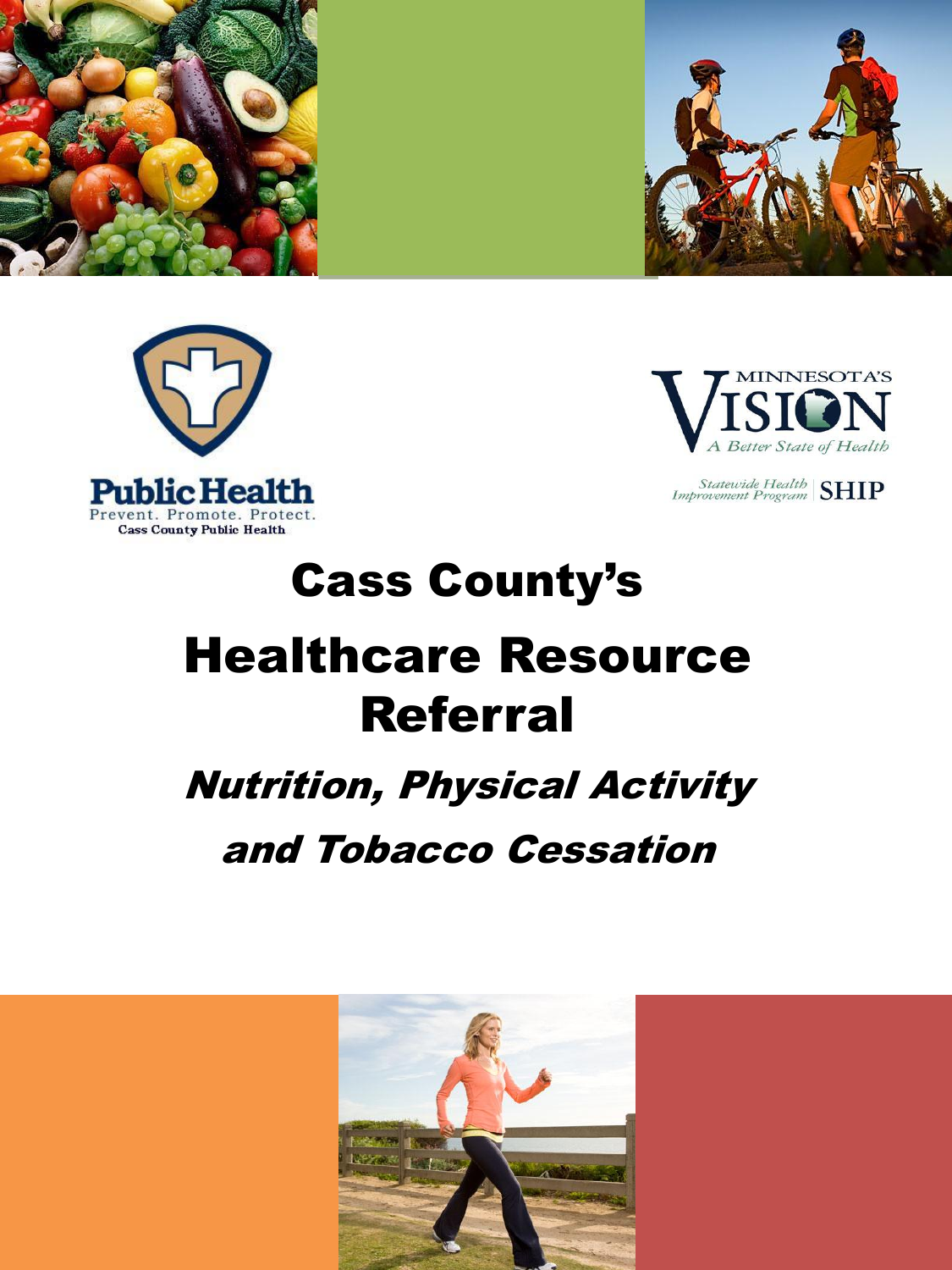Public Health
Prevent. Promote. Protect.
Cass County Public Health

MINNESOTA'S VISION
A Better State of Health

Statewide Health Improvement Program SHIP

# Cass County's

# Healthcare Resource Referral

## *Nutrition, Physical Activity and Tobacco Cessation*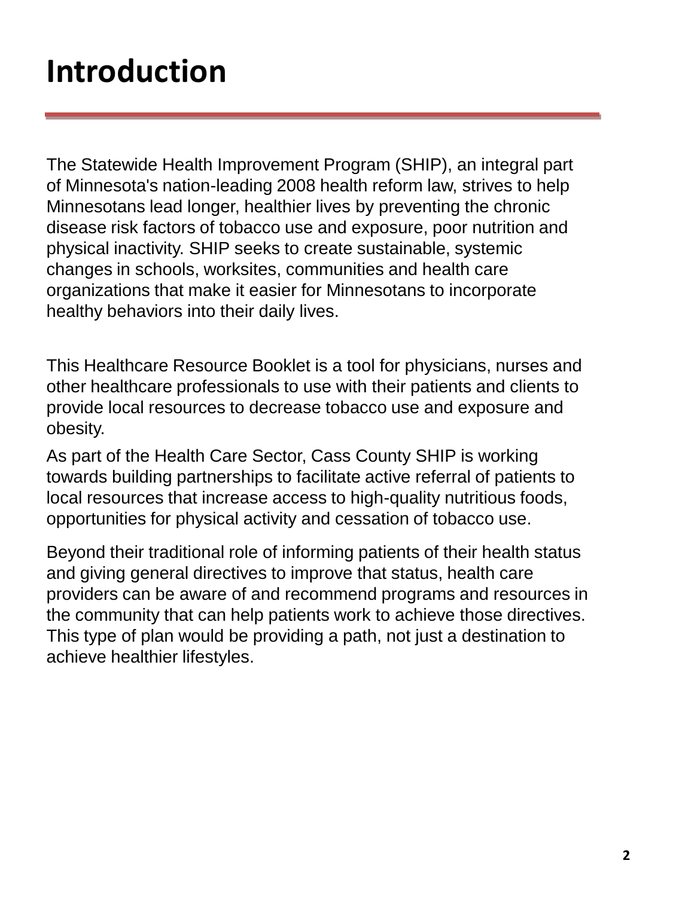# Introduction

The Statewide Health Improvement Program (SHIP), an integral part of Minnesota's nation-leading 2008 health reform law, strives to help Minnesotans lead longer, healthier lives by preventing the chronic disease risk factors of tobacco use and exposure, poor nutrition and physical inactivity. SHIP seeks to create sustainable, systemic changes in schools, worksites, communities and health care organizations that make it easier for Minnesotans to incorporate healthy behaviors into their daily lives.

This Healthcare Resource Booklet is a tool for physicians, nurses and other healthcare professionals to use with their patients and clients to provide local resources to decrease tobacco use and exposure and obesity.

As part of the Health Care Sector, Cass County SHIP is working towards building partnerships to facilitate active referral of patients to local resources that increase access to high-quality nutritious foods, opportunities for physical activity and cessation of tobacco use.

Beyond their traditional role of informing patients of their health status and giving general directives to improve that status, health care providers can be aware of and recommend programs and resources in the community that can help patients work to achieve those directives. This type of plan would be providing a path, not just a destination to achieve healthier lifestyles.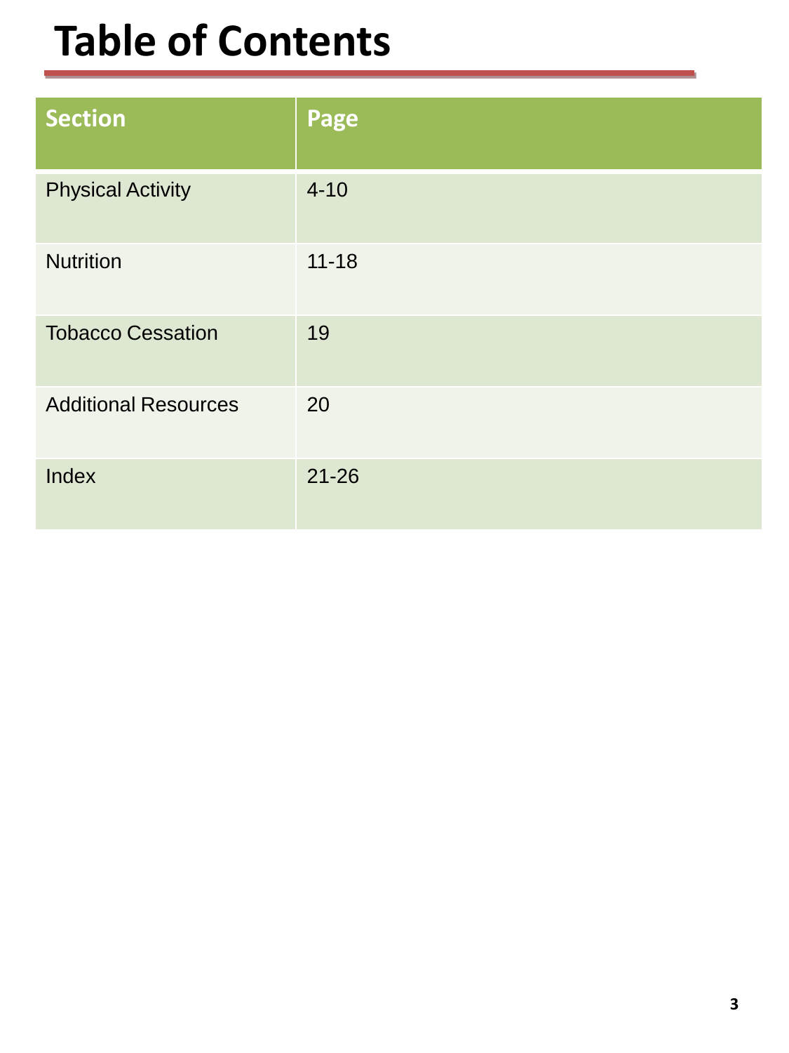# Table of Contents

| Section | Page |
|---|---|
| Physical Activity | 4-10 |
| Nutrition | 11-18 |
| Tobacco Cessation | 19 |
| Additional Resources | 20 |
| Index | 21-26 |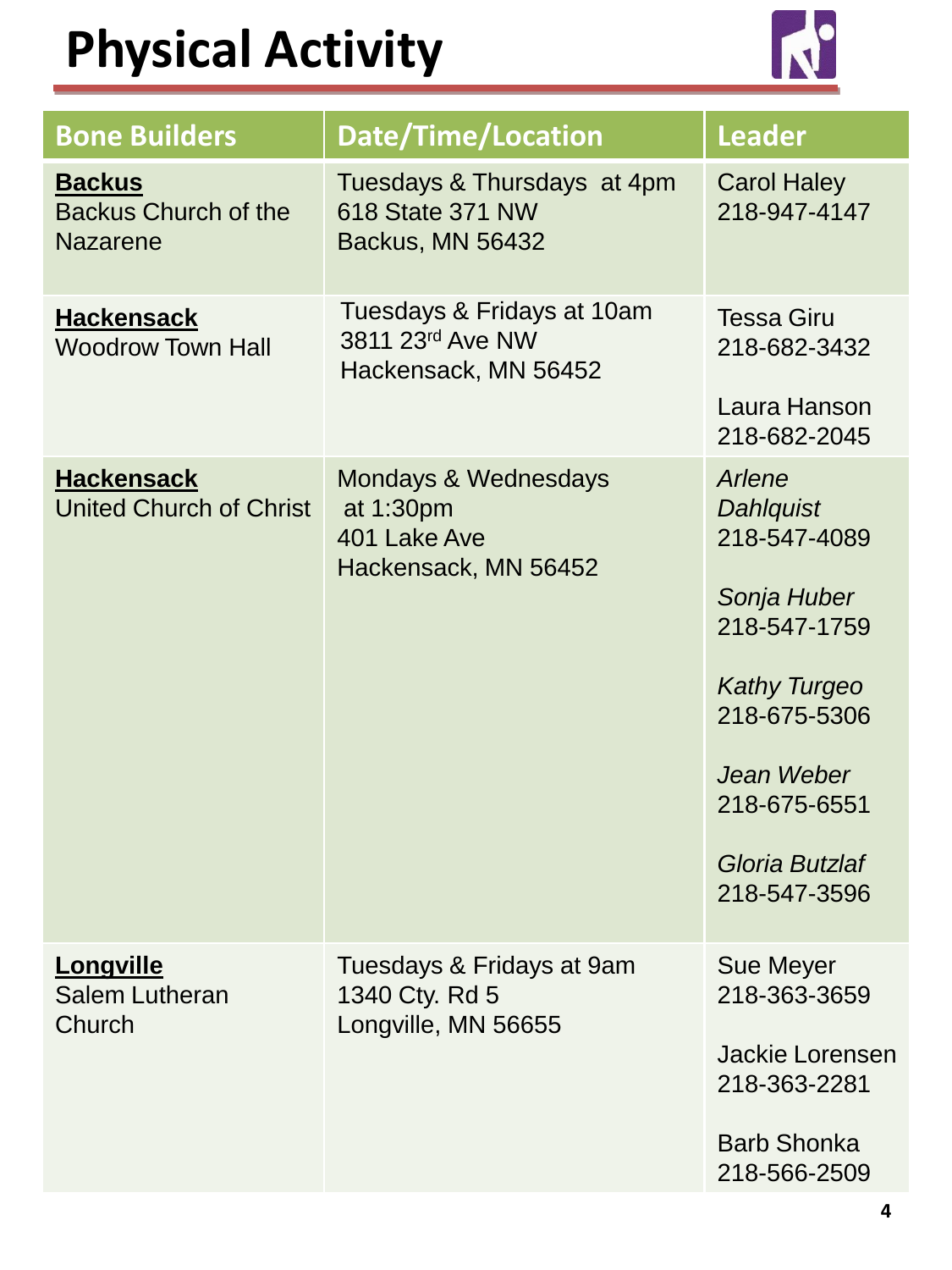# Physical Activity

| Bone Builders | Date/Time/Location | Leader |
| --- | --- | --- |
| **Backus**<br>Backus Church of the Nazarene | Tuesdays & Thursdays at 4pm<br>618 State 371 NW<br>Backus, MN 56432 | Carol Haley<br>218-947-4147 |
| **Hackensack**<br>Woodrow Town Hall | Tuesdays & Fridays at 10am<br>3811 23rd Ave NW<br>Hackensack, MN 56452 | Tessa Giru<br>218-682-3432<br><br>Laura Hanson<br>218-682-2045 |
| **Hackensack**<br>United Church of Christ | Mondays & Wednesdays at 1:30pm<br>401 Lake Ave<br>Hackensack, MN 56452 | *Arlene Dahlquist*<br>218-547-4089<br><br>*Sonja Huber*<br>218-547-1759<br><br>*Kathy Turgeo*<br>218-675-5306<br><br>*Jean Weber*<br>218-675-6551<br><br>*Gloria Butzlaf*<br>218-547-3596 |
| **Longville**<br>Salem Lutheran Church | Tuesdays & Fridays at 9am<br>1340 Cty. Rd 5<br>Longville, MN 56655 | Sue Meyer<br>218-363-3659<br><br>Jackie Lorensen<br>218-363-2281<br><br>Barb Shonka<br>218-566-2509 |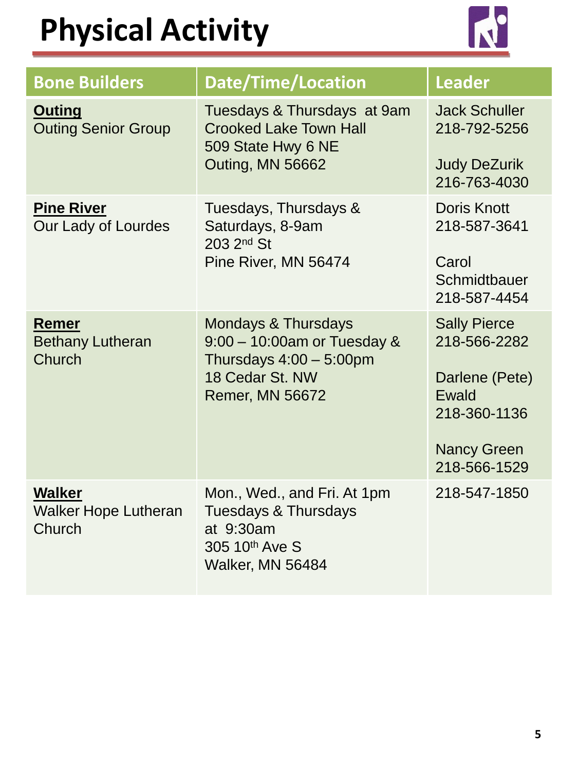# Physical Activity

| Bone Builders | Date/Time/Location | Leader |
| --- | --- | --- |
| **Outing**<br>Outing Senior Group | Tuesdays & Thursdays at 9am<br>Crooked Lake Town Hall<br>509 State Hwy 6 NE<br>Outing, MN 56662 | Jack Schuller<br>218-792-5256<br><br>Judy DeZurik<br>216-763-4030 |
| **Pine River**<br>Our Lady of Lourdes | Tuesdays, Thursdays & Saturdays, 8-9am<br>203 2nd St<br>Pine River, MN 56474 | Doris Knott<br>218-587-3641<br><br>Carol Schmidtbauer<br>218-587-4454 |
| **Remer**<br>Bethany Lutheran Church | Mondays & Thursdays 9:00 – 10:00am or Tuesday & Thursdays 4:00 – 5:00pm<br>18 Cedar St. NW<br>Remer, MN 56672 | Sally Pierce<br>218-566-2282<br><br>Darlene (Pete) Ewald<br>218-360-1136<br><br>Nancy Green<br>218-566-1529 |
| **Walker**<br>Walker Hope Lutheran Church | Mon., Wed., and Fri. At 1pm<br>Tuesdays & Thursdays at 9:30am<br>305 10th Ave S<br>Walker, MN 56484 | 218-547-1850 |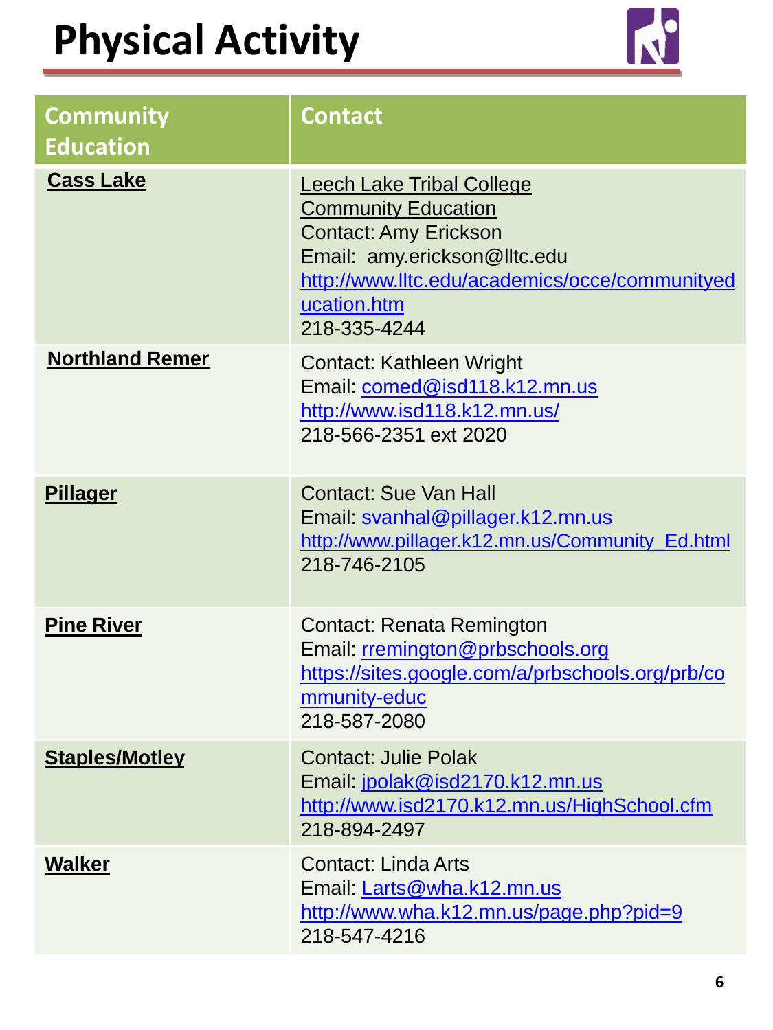# Physical Activity

| Community Education | Contact |
|---|---|
| **Cass Lake** | Leech Lake Tribal College Community Education<br>Contact: Amy Erickson<br>Email: amy.erickson@lltc.edu<br>http://www.lltc.edu/academics/occe/communityeducation.htm<br>218-335-4244 |
| **Northland Remer** | Contact: Kathleen Wright<br>Email: comed@isd118.k12.mn.us<br>http://www.isd118.k12.mn.us/<br>218-566-2351 ext 2020 |
| **Pillager** | Contact: Sue Van Hall<br>Email: svanhal@pillager.k12.mn.us<br>http://www.pillager.k12.mn.us/Community_Ed.html<br>218-746-2105 |
| **Pine River** | Contact: Renata Remington<br>Email: rremington@prbschools.org<br>https://sites.google.com/a/prbschools.org/prb/community-educ<br>218-587-2080 |
| **Staples/Motley** | Contact: Julie Polak<br>Email: jpolak@isd2170.k12.mn.us<br>http://www.isd2170.k12.mn.us/HighSchool.cfm<br>218-894-2497 |
| **Walker** | Contact: Linda Arts<br>Email: Larts@wha.k12.mn.us<br>http://www.wha.k12.mn.us/page.php?pid=9<br>218-547-4216 |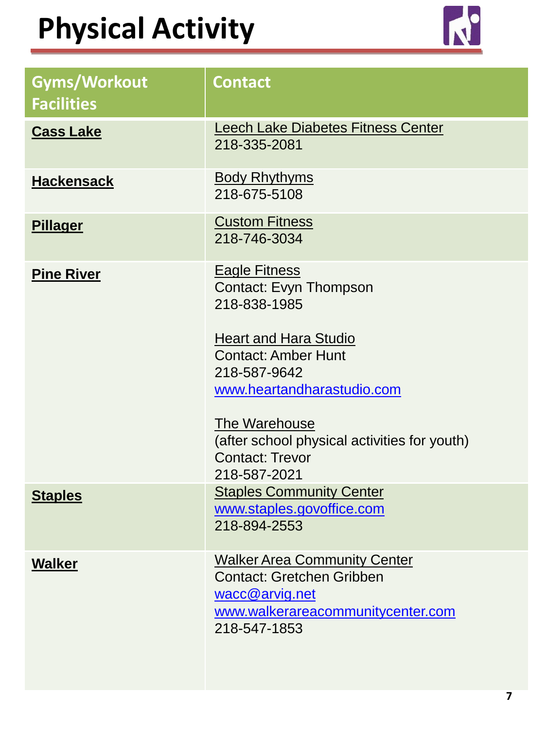# Physical Activity

| Gyms/Workout Facilities | Contact |
|---|---|
| **Cass Lake** | Leech Lake Diabetes Fitness Center<br>218-335-2081 |
| **Hackensack** | Body Rhythyms<br>218-675-5108 |
| **Pillager** | Custom Fitness<br>218-746-3034 |
| **Pine River** | Eagle Fitness<br>Contact: Evyn Thompson<br>218-838-1985<br><br>Heart and Hara Studio<br>Contact: Amber Hunt<br>218-587-9642<br>www.heartandharastudio.com<br><br>The Warehouse<br>(after school physical activities for youth)<br>Contact: Trevor<br>218-587-2021 |
| **Staples** | Staples Community Center<br>www.staples.govoffice.com<br>218-894-2553 |
| **Walker** | Walker Area Community Center<br>Contact: Gretchen Gribben<br>wacc@arvig.net<br>www.walkerareacommunitycenter.com<br>218-547-1853 |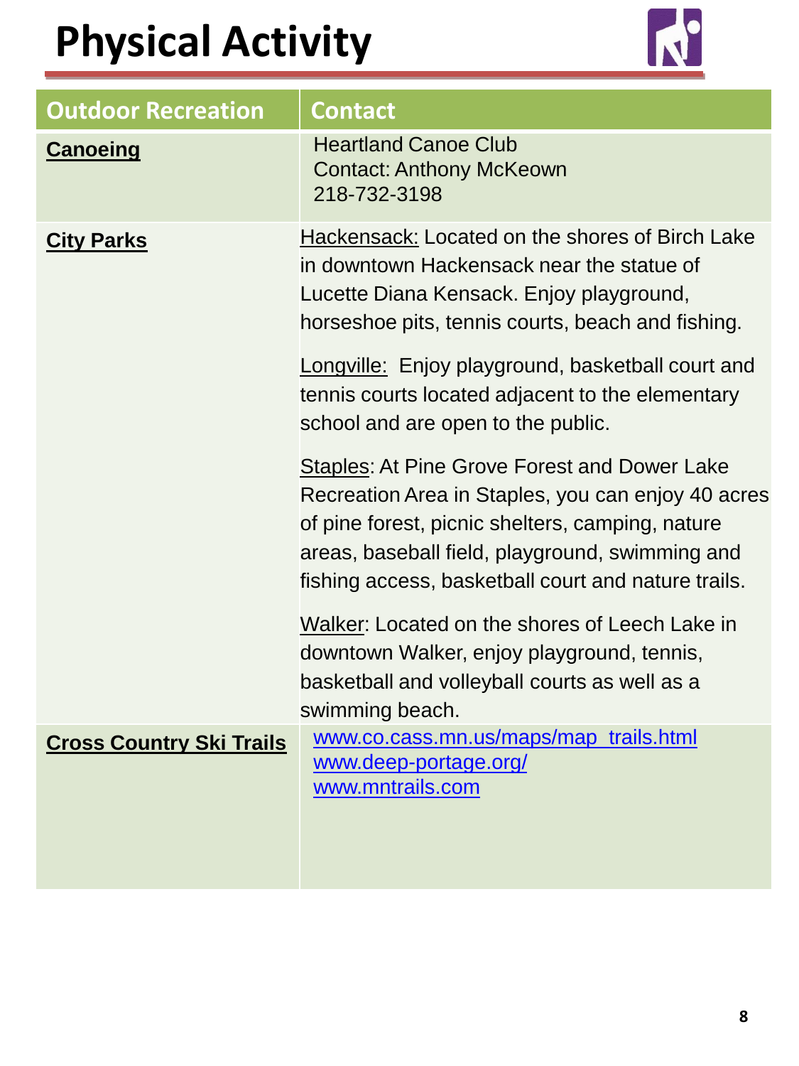# Physical Activity

| Outdoor Recreation | Contact |
| --- | --- |
| **Canoeing** | Heartland Canoe Club<br>Contact: Anthony McKeown<br>218-732-3198 |
| **City Parks** | Hackensack: Located on the shores of Birch Lake in downtown Hackensack near the statue of Lucette Diana Kensack. Enjoy playground, horseshoe pits, tennis courts, beach and fishing.<br><br>Longville: Enjoy playground, basketball court and tennis courts located adjacent to the elementary school and are open to the public.<br><br>Staples: At Pine Grove Forest and Dower Lake Recreation Area in Staples, you can enjoy 40 acres of pine forest, picnic shelters, camping, nature areas, baseball field, playground, swimming and fishing access, basketball court and nature trails.<br><br>Walker: Located on the shores of Leech Lake in downtown Walker, enjoy playground, tennis, basketball and volleyball courts as well as a swimming beach. |
| **Cross Country Ski Trails** | www.co.cass.mn.us/maps/map_trails.html<br>www.deep-portage.org/<br>www.mntrails.com |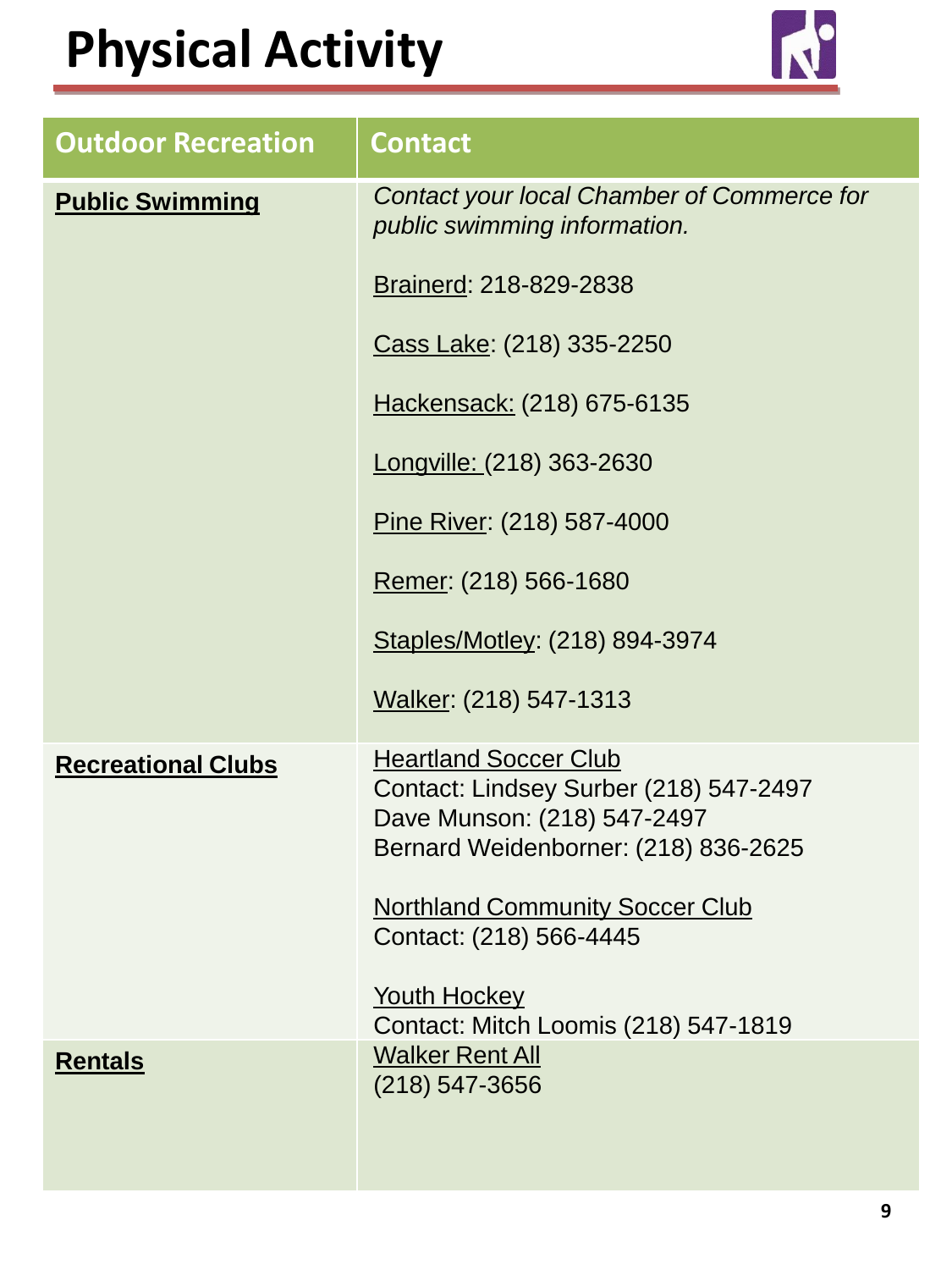# Physical Activity

| Outdoor Recreation | Contact |
| --- | --- |
| **Public Swimming** | *Contact your local Chamber of Commerce for public swimming information.*<br><br>Brainerd: 218-829-2838<br><br>Cass Lake: (218) 335-2250<br><br>Hackensack: (218) 675-6135<br><br>Longville: (218) 363-2630<br><br>Pine River: (218) 587-4000<br><br>Remer: (218) 566-1680<br><br>Staples/Motley: (218) 894-3974<br><br>Walker: (218) 547-1313 |
| **Recreational Clubs** | Heartland Soccer Club<br>Contact: Lindsey Surber (218) 547-2497<br>Dave Munson: (218) 547-2497<br>Bernard Weidenborner: (218) 836-2625<br><br>Northland Community Soccer Club<br>Contact: (218) 566-4445<br><br>Youth Hockey<br>Contact: Mitch Loomis (218) 547-1819 |
| **Rentals** | Walker Rent All<br>(218) 547-3656 |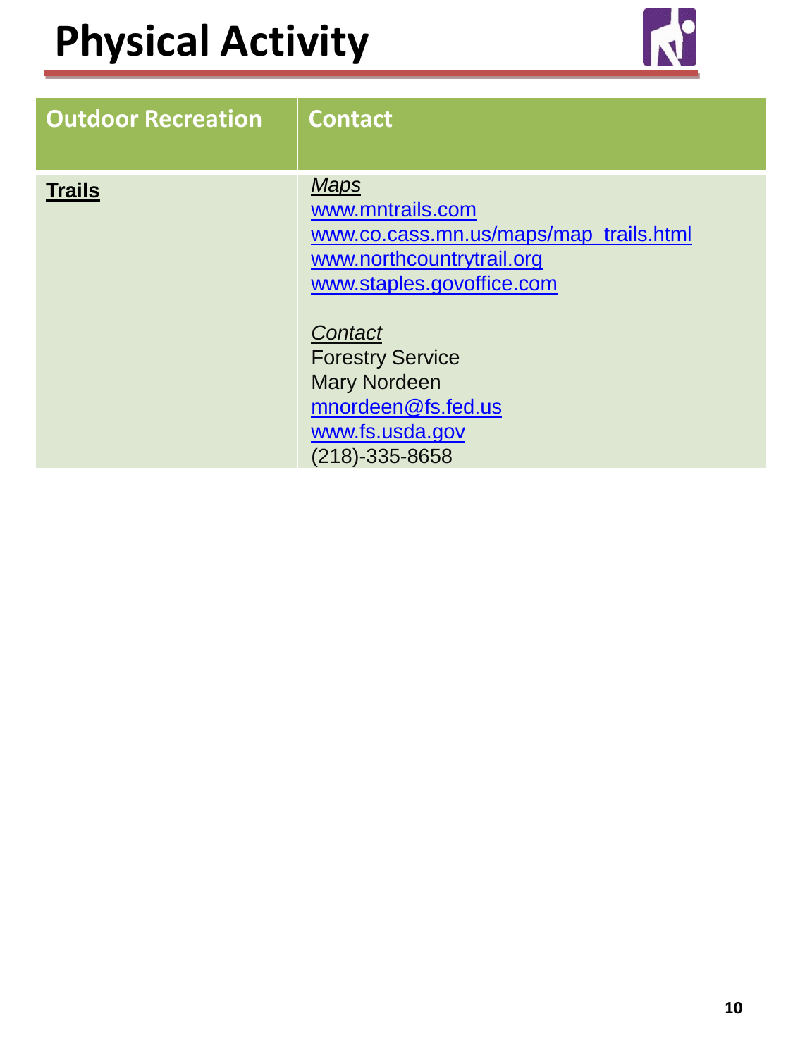# Physical Activity

| Outdoor Recreation | Contact |
| --- | --- |
| **Trails** | *Maps*<br>www.mntrails.com<br>www.co.cass.mn.us/maps/map_trails.html<br>www.northcountrytrail.org<br>www.staples.govoffice.com<br><br>*Contact*<br>Forestry Service<br>Mary Nordeen<br>mnordeen@fs.fed.us<br>www.fs.usda.gov<br>(218)-335-8658 |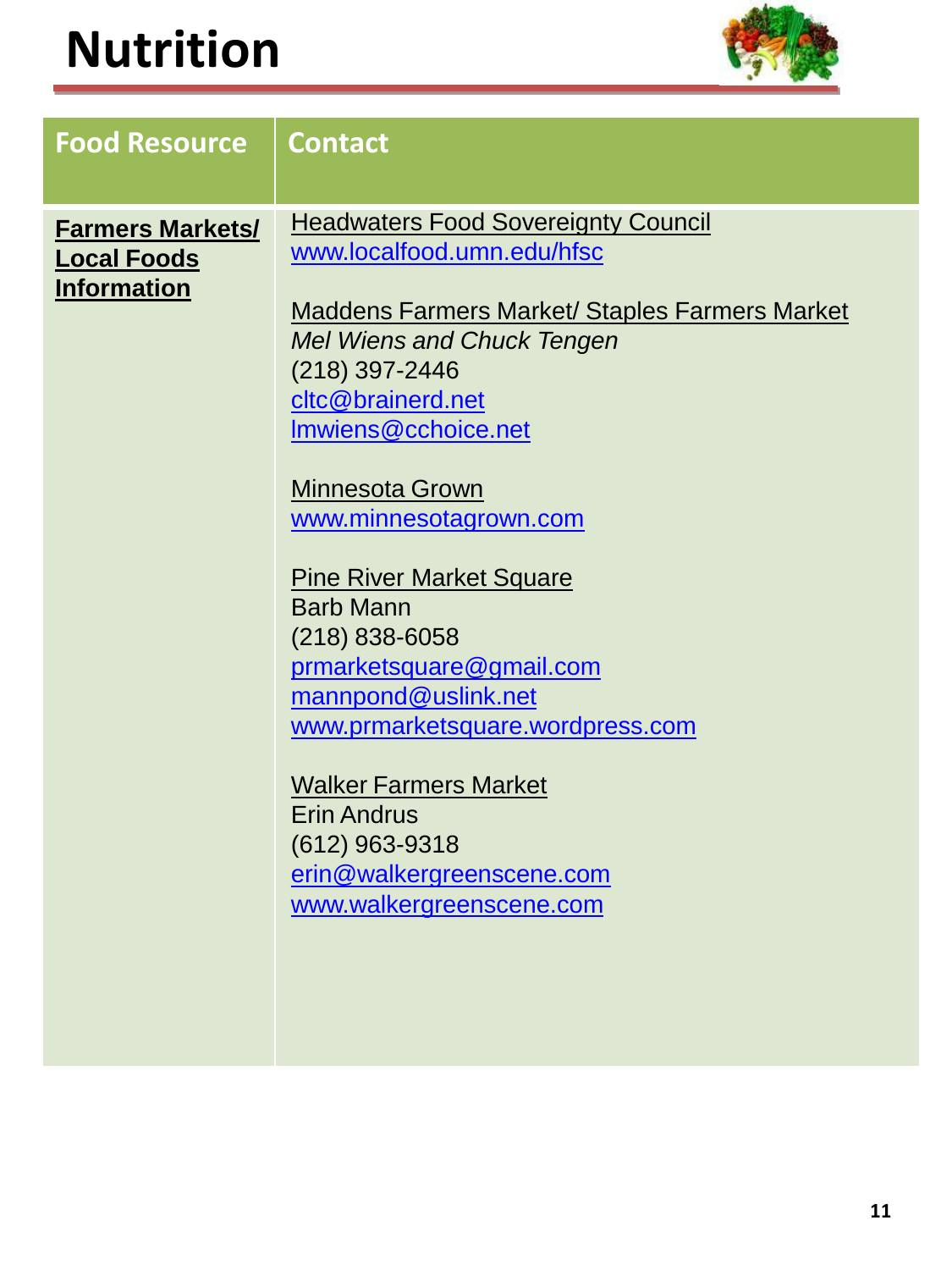# Nutrition

| Food Resource | Contact |
|---|---|
| **Farmers Markets/ Local Foods Information** | Headwaters Food Sovereignty Council<br>www.localfood.umn.edu/hfsc<br><br>Maddens Farmers Market/ Staples Farmers Market<br>*Mel Wiens and Chuck Tengen*<br>(218) 397-2446<br>cltc@brainerd.net<br>lmwiens@cchoice.net<br><br>Minnesota Grown<br>www.minnesotagrown.com<br><br>Pine River Market Square<br>Barb Mann<br>(218) 838-6058<br>prmarketsquare@gmail.com<br>mannpond@uslink.net<br>www.prmarketsquare.wordpress.com<br><br>Walker Farmers Market<br>Erin Andrus<br>(612) 963-9318<br>erin@walkergreenscene.com<br>www.walkergreenscene.com |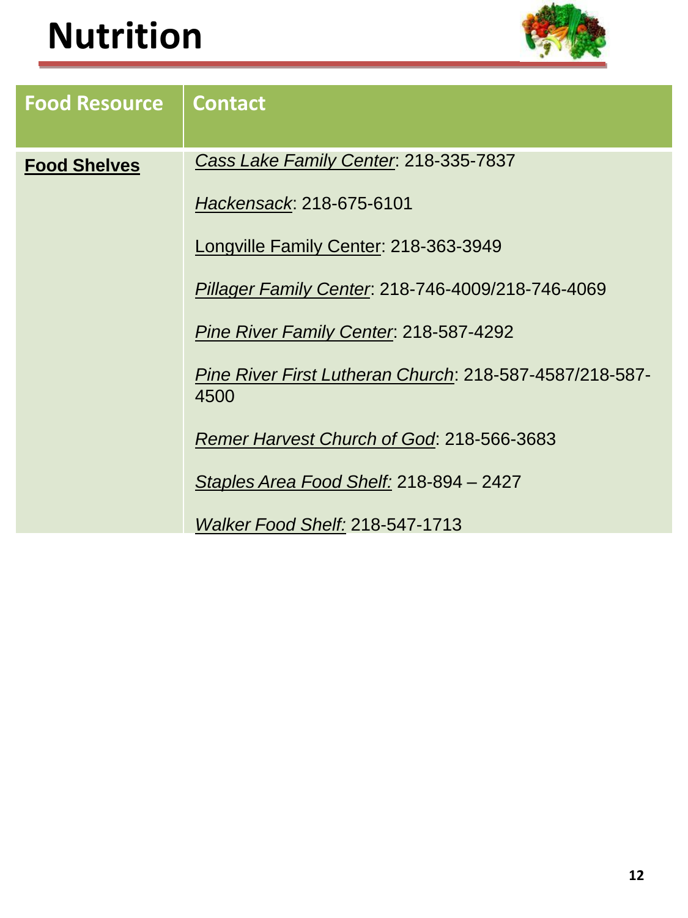# Nutrition

| Food Resource | Contact |
| --- | --- |
| **Food Shelves** | *Cass Lake Family Center*: 218-335-7837<br><br>*Hackensack*: 218-675-6101<br><br>Longville Family Center: 218-363-3949<br><br>*Pillager Family Center*: 218-746-4009/218-746-4069<br><br>*Pine River Family Center*: 218-587-4292<br><br>*Pine River First Lutheran Church*: 218-587-4587/218-587-4500<br><br>*Remer Harvest Church of God*: 218-566-3683<br><br>*Staples Area Food Shelf:* 218-894 – 2427<br><br>*Walker Food Shelf:* 218-547-1713 |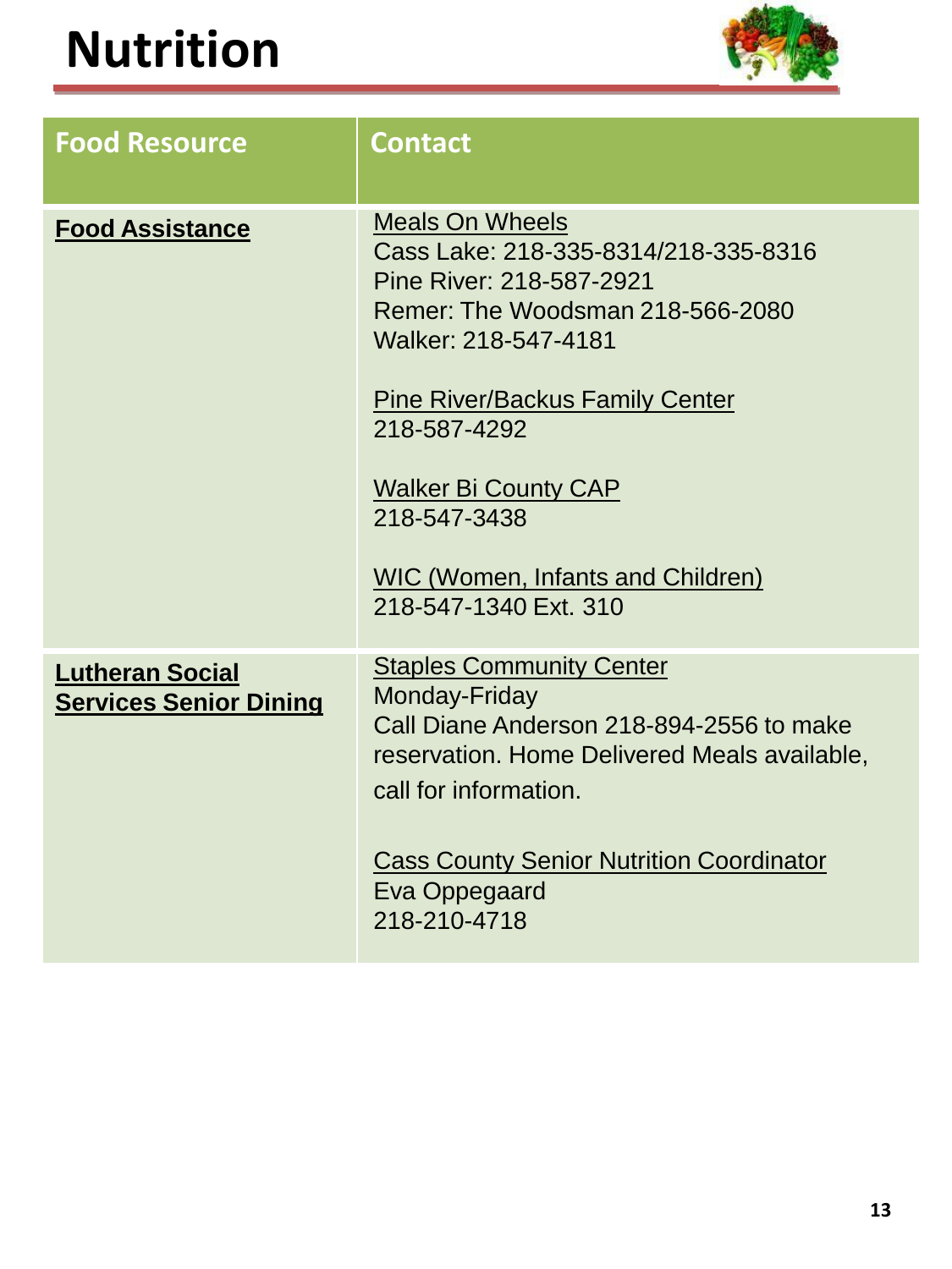# Nutrition

| Food Resource | Contact |
|---|---|
| **Food Assistance** | Meals On Wheels<br>Cass Lake: 218-335-8314/218-335-8316<br>Pine River: 218-587-2921<br>Remer: The Woodsman 218-566-2080<br>Walker: 218-547-4181<br><br>Pine River/Backus Family Center<br>218-587-4292<br><br>Walker Bi County CAP<br>218-547-3438<br><br>WIC (Women, Infants and Children)<br>218-547-1340 Ext. 310 |
| **Lutheran Social Services Senior Dining** | Staples Community Center<br>Monday-Friday<br>Call Diane Anderson 218-894-2556 to make reservation. Home Delivered Meals available, call for information.<br><br>Cass County Senior Nutrition Coordinator<br>Eva Oppegaard<br>218-210-4718 |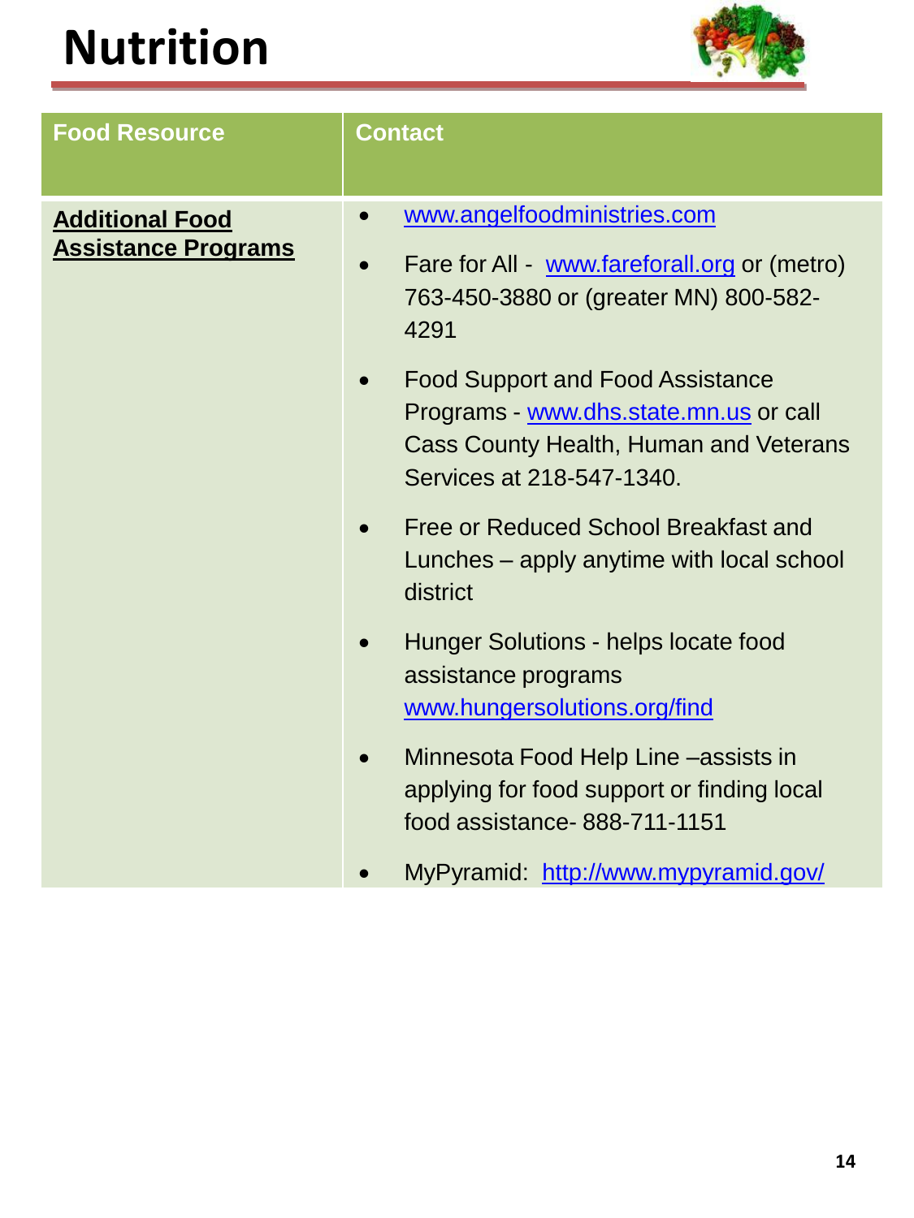# Nutrition

| Food Resource | Contact |
| --- | --- |
| **Additional Food Assistance Programs** | • www.angelfoodministries.com<br>• Fare for All - www.fareforall.org or (metro) 763-450-3880 or (greater MN) 800-582-4291<br>• Food Support and Food Assistance Programs - www.dhs.state.mn.us or call Cass County Health, Human and Veterans Services at 218-547-1340.<br>• Free or Reduced School Breakfast and Lunches – apply anytime with local school district<br>• Hunger Solutions - helps locate food assistance programs www.hungersolutions.org/find<br>• Minnesota Food Help Line –assists in applying for food support or finding local food assistance- 888-711-1151<br>• MyPyramid: http://www.mypyramid.gov/ |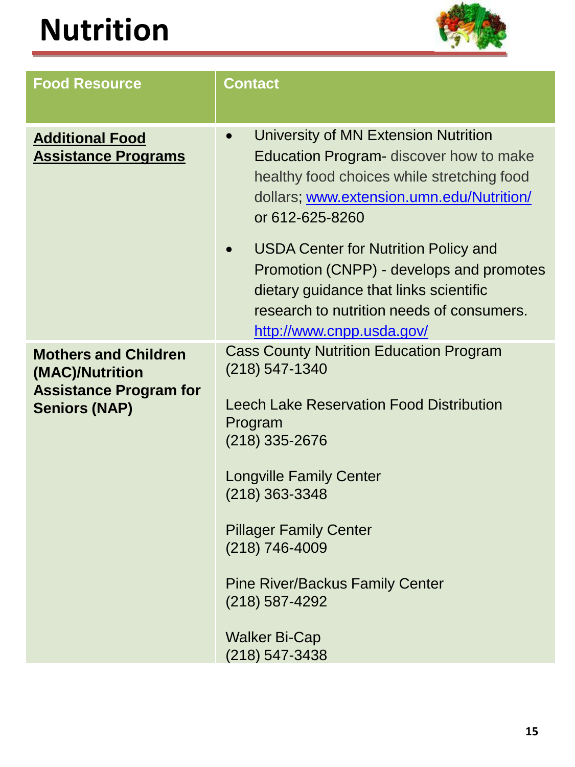# Nutrition

| Food Resource | Contact |
|---|---|
| **Additional Food Assistance Programs** | • University of MN Extension Nutrition Education Program- discover how to make healthy food choices while stretching food dollars; [www.extension.umn.edu/Nutrition/](http://www.extension.umn.edu/Nutrition/) or 612-625-8260<br><br>• USDA Center for Nutrition Policy and Promotion (CNPP) - develops and promotes dietary guidance that links scientific research to nutrition needs of consumers. [http://www.cnpp.usda.gov/](http://www.cnpp.usda.gov/) |
| **Mothers and Children (MAC)/Nutrition Assistance Program for Seniors (NAP)** | Cass County Nutrition Education Program<br>(218) 547-1340<br><br>Leech Lake Reservation Food Distribution Program<br>(218) 335-2676<br><br>Longville Family Center<br>(218) 363-3348<br><br>Pillager Family Center<br>(218) 746-4009<br><br>Pine River/Backus Family Center<br>(218) 587-4292<br><br>Walker Bi-Cap<br>(218) 547-3438 |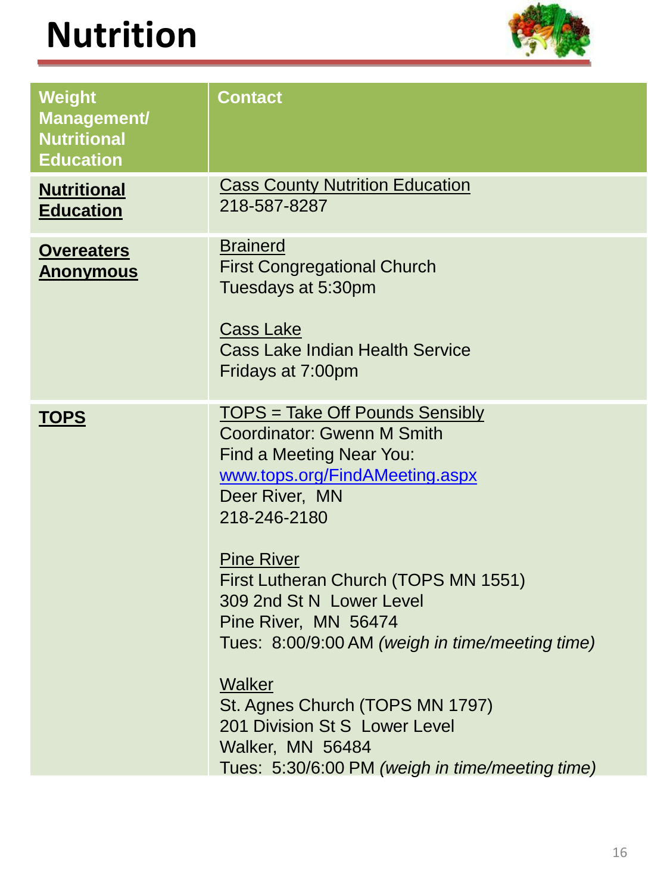# Nutrition

| Weight Management/ Nutritional Education | Contact |
|---|---|
| **Nutritional Education** | Cass County Nutrition Education<br>218-587-8287 |
| **Overeaters Anonymous** | Brainerd<br>First Congregational Church<br>Tuesdays at 5:30pm<br><br>Cass Lake<br>Cass Lake Indian Health Service<br>Fridays at 7:00pm |
| **TOPS** | TOPS = Take Off Pounds Sensibly<br>Coordinator: Gwenn M Smith<br>Find a Meeting Near You:<br>www.tops.org/FindAMeeting.aspx<br>Deer River, MN<br>218-246-2180<br><br>Pine River<br>First Lutheran Church (TOPS MN 1551)<br>309 2nd St N Lower Level<br>Pine River, MN 56474<br>Tues: 8:00/9:00 AM *(weigh in time/meeting time)*<br><br>Walker<br>St. Agnes Church (TOPS MN 1797)<br>201 Division St S Lower Level<br>Walker, MN 56484<br>Tues: 5:30/6:00 PM *(weigh in time/meeting time)* |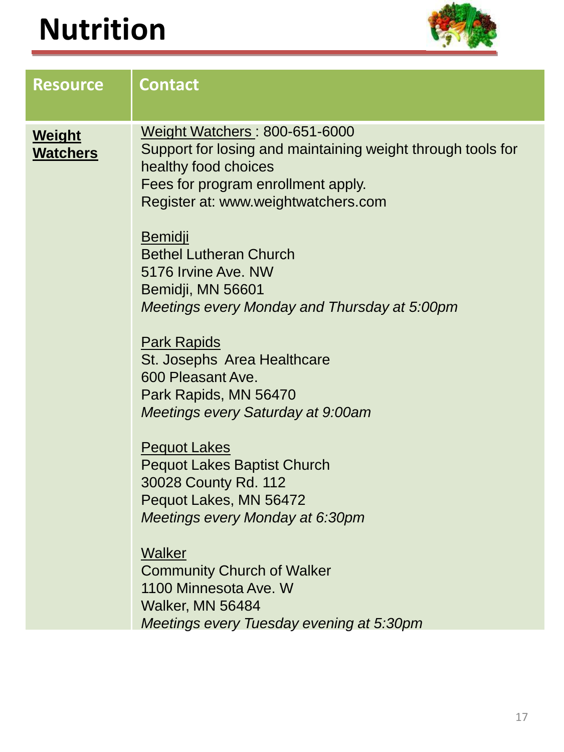# Nutrition

| Resource | Contact |
|---|---|
| **Weight Watchers** | Weight Watchers : 800-651-6000<br>Support for losing and maintaining weight through tools for healthy food choices<br>Fees for program enrollment apply.<br>Register at: www.weightwatchers.com<br><br>Bemidji<br>Bethel Lutheran Church<br>5176 Irvine Ave. NW<br>Bemidji, MN 56601<br>*Meetings every Monday and Thursday at 5:00pm*<br><br>Park Rapids<br>St. Josephs Area Healthcare<br>600 Pleasant Ave.<br>Park Rapids, MN 56470<br>*Meetings every Saturday at 9:00am*<br><br>Pequot Lakes<br>Pequot Lakes Baptist Church<br>30028 County Rd. 112<br>Pequot Lakes, MN 56472<br>*Meetings every Monday at 6:30pm*<br><br>Walker<br>Community Church of Walker<br>1100 Minnesota Ave. W<br>Walker, MN 56484<br>*Meetings every Tuesday evening at 5:30pm* |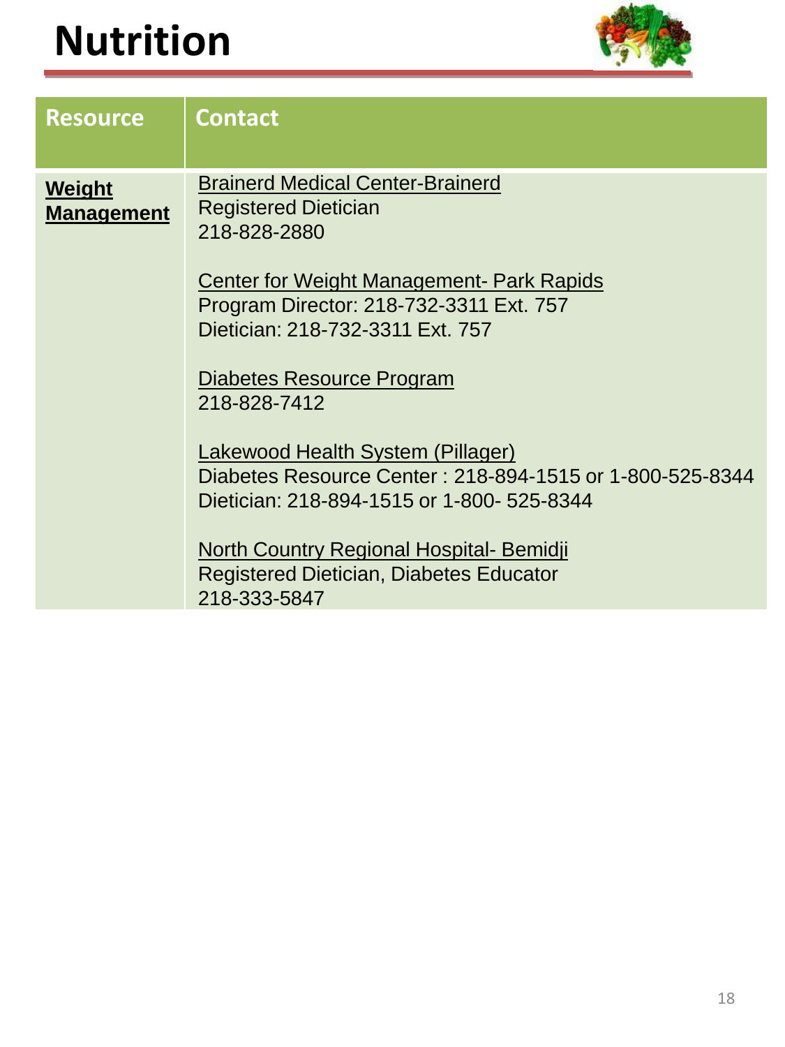# Nutrition

| Resource | Contact |
|---|---|
| **Weight Management** | Brainerd Medical Center-Brainerd<br>Registered Dietician<br>218-828-2880<br><br>Center for Weight Management- Park Rapids<br>Program Director: 218-732-3311 Ext. 757<br>Dietician: 218-732-3311 Ext. 757<br><br>Diabetes Resource Program<br>218-828-7412<br><br>Lakewood Health System (Pillager)<br>Diabetes Resource Center : 218-894-1515 or 1-800-525-8344<br>Dietician: 218-894-1515 or 1-800- 525-8344<br><br>North Country Regional Hospital- Bemidji<br>Registered Dietician, Diabetes Educator<br>218-333-5847 |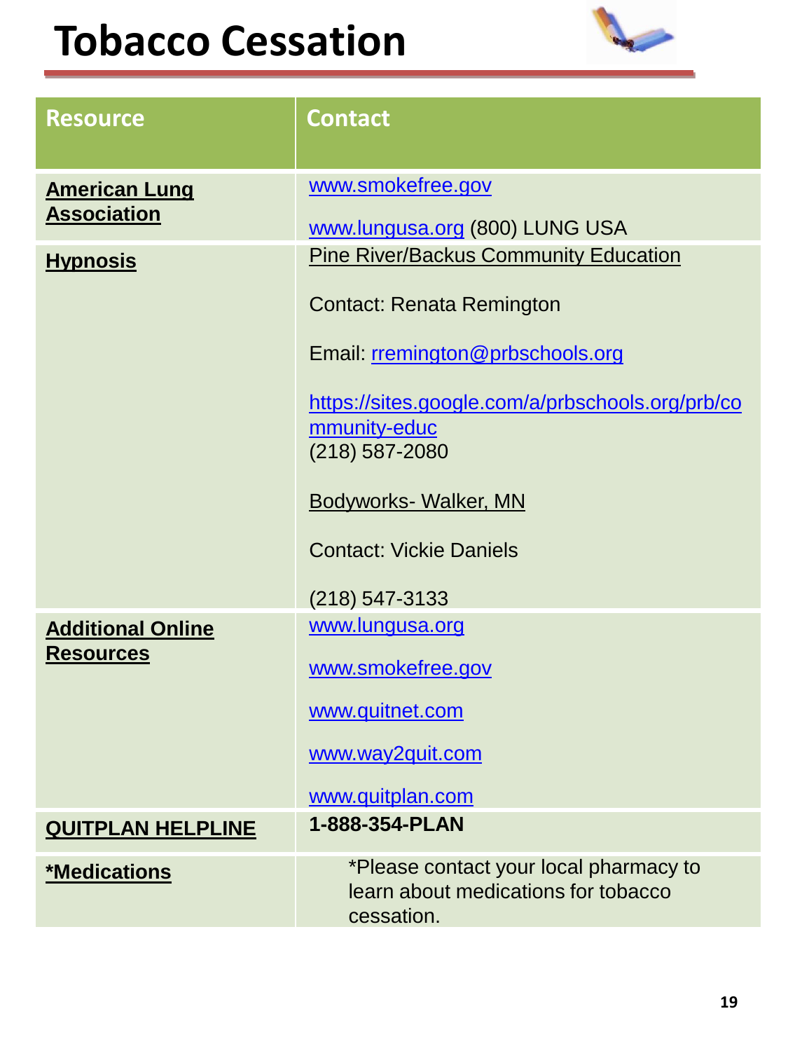# Tobacco Cessation

| Resource | Contact |
|---|---|
| **American Lung Association** | www.smokefree.gov<br><br>www.lungusa.org (800) LUNG USA |
| **Hypnosis** | Pine River/Backus Community Education<br><br>Contact: Renata Remington<br><br>Email: rremington@prbschools.org<br><br>https://sites.google.com/a/prbschools.org/prb/community-educ<br>(218) 587-2080<br><br>Bodyworks- Walker, MN<br><br>Contact: Vickie Daniels<br><br>(218) 547-3133 |
| **Additional Online Resources** | www.lungusa.org<br><br>www.smokefree.gov<br><br>www.quitnet.com<br><br>www.way2quit.com<br><br>www.quitplan.com |
| **QUITPLAN HELPLINE** | **1-888-354-PLAN** |
| ***Medications** | *Please contact your local pharmacy to learn about medications for tobacco cessation. |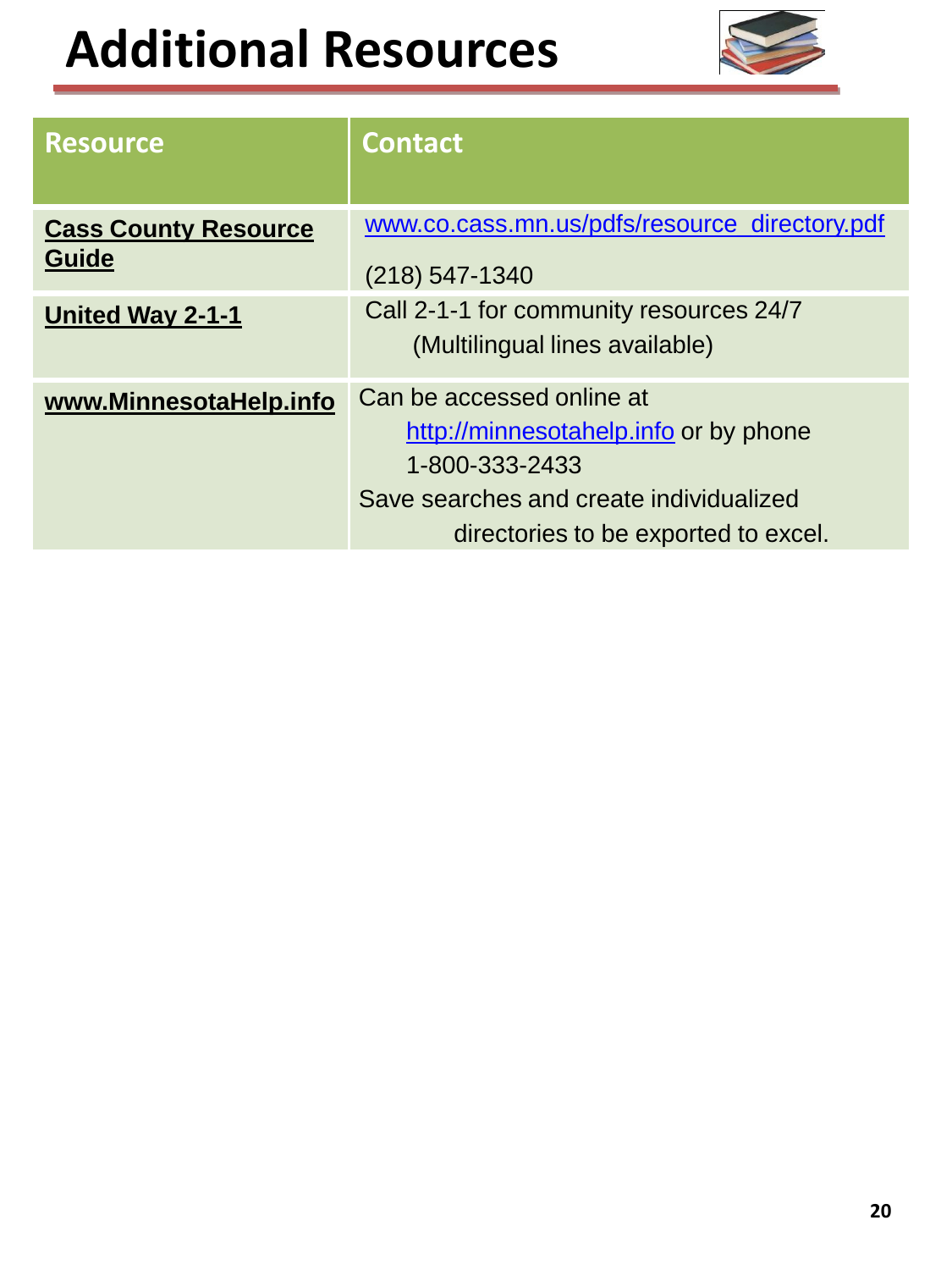# Additional Resources

| Resource | Contact |
|---|---|
| **Cass County Resource Guide** | www.co.cass.mn.us/pdfs/resource_directory.pdf<br><br>(218) 547-1340 |
| **United Way 2-1-1** | Call 2-1-1 for community resources 24/7 (Multilingual lines available) |
| **www.MinnesotaHelp.info** | Can be accessed online at http://minnesotahelp.info or by phone 1-800-333-2433<br>Save searches and create individualized directories to be exported to excel. |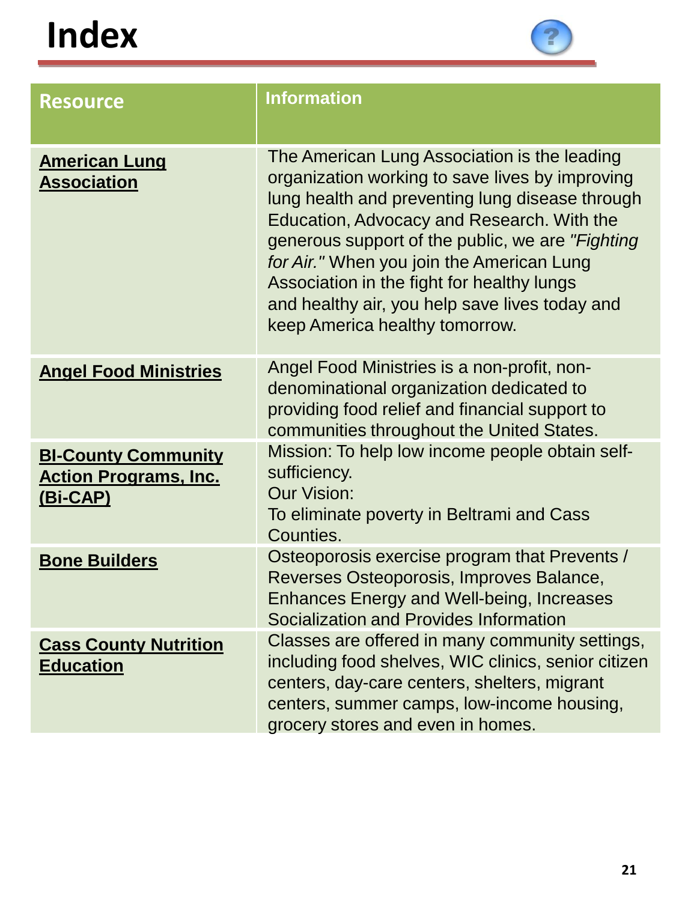# Index

| Resource | Information |
| --- | --- |
| **American Lung Association** | The American Lung Association is the leading organization working to save lives by improving lung health and preventing lung disease through Education, Advocacy and Research. With the generous support of the public, we are *"Fighting for Air."* When you join the American Lung Association in the fight for healthy lungs and healthy air, you help save lives today and keep America healthy tomorrow. |
| **Angel Food Ministries** | Angel Food Ministries is a non-profit, non-denominational organization dedicated to providing food relief and financial support to communities throughout the United States. |
| **BI-County Community Action Programs, Inc. (Bi-CAP)** | Mission: To help low income people obtain self-sufficiency.<br>Our Vision:<br>To eliminate poverty in Beltrami and Cass Counties. |
| **Bone Builders** | Osteoporosis exercise program that Prevents / Reverses Osteoporosis, Improves Balance, Enhances Energy and Well-being, Increases Socialization and Provides Information |
| **Cass County Nutrition Education** | Classes are offered in many community settings, including food shelves, WIC clinics, senior citizen centers, day-care centers, shelters, migrant centers, summer camps, low-income housing, grocery stores and even in homes. |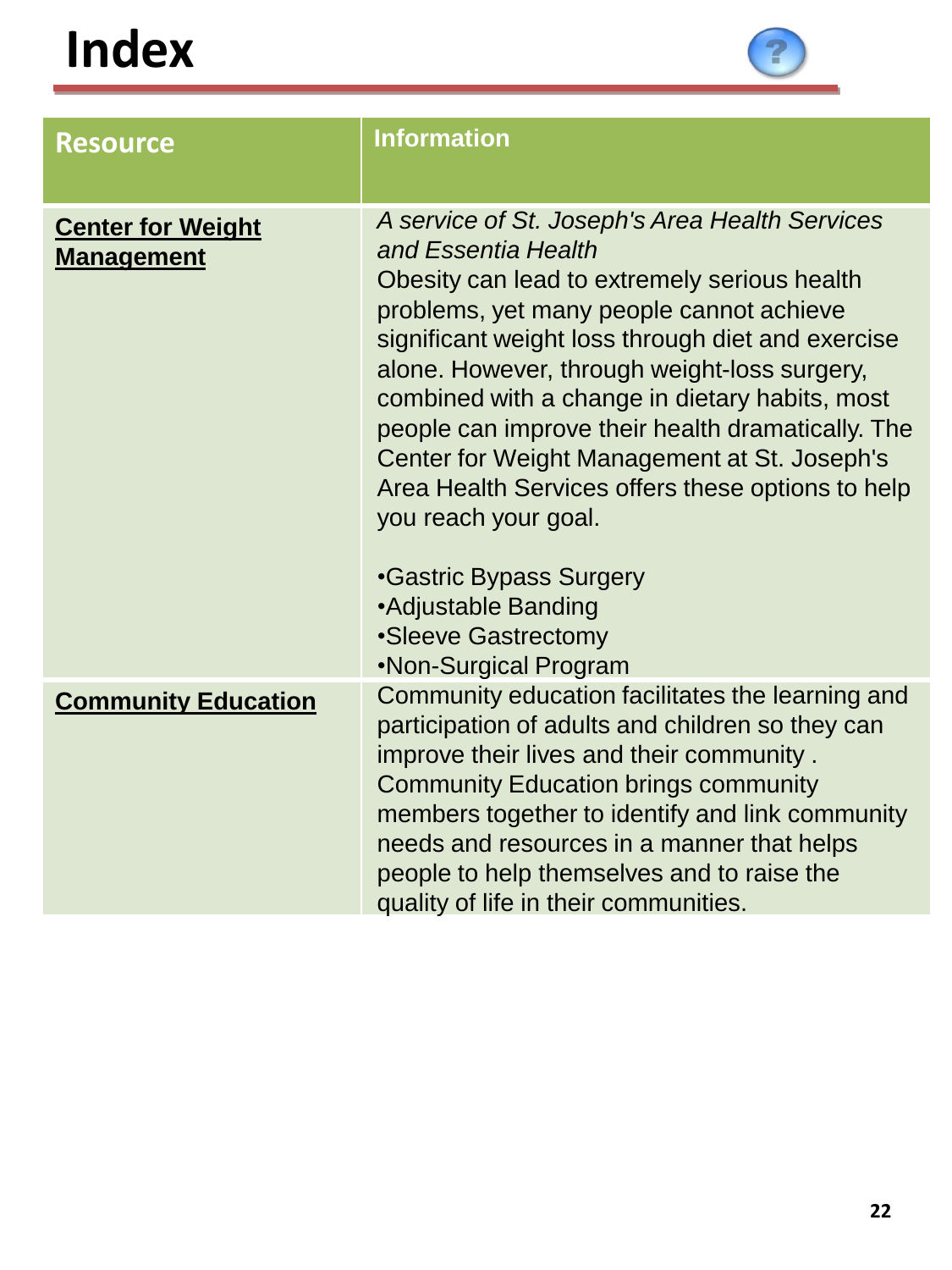# Index

| Resource | Information |
| --- | --- |
| **Center for Weight Management** | *A service of St. Joseph's Area Health Services and Essentia Health*<br>Obesity can lead to extremely serious health problems, yet many people cannot achieve significant weight loss through diet and exercise alone. However, through weight-loss surgery, combined with a change in dietary habits, most people can improve their health dramatically. The Center for Weight Management at St. Joseph's Area Health Services offers these options to help you reach your goal.<br><br>•Gastric Bypass Surgery<br>•Adjustable Banding<br>•Sleeve Gastrectomy<br>•Non-Surgical Program |
| **Community Education** | Community education facilitates the learning and participation of adults and children so they can improve their lives and their community . Community Education brings community members together to identify and link community needs and resources in a manner that helps people to help themselves and to raise the quality of life in their communities. |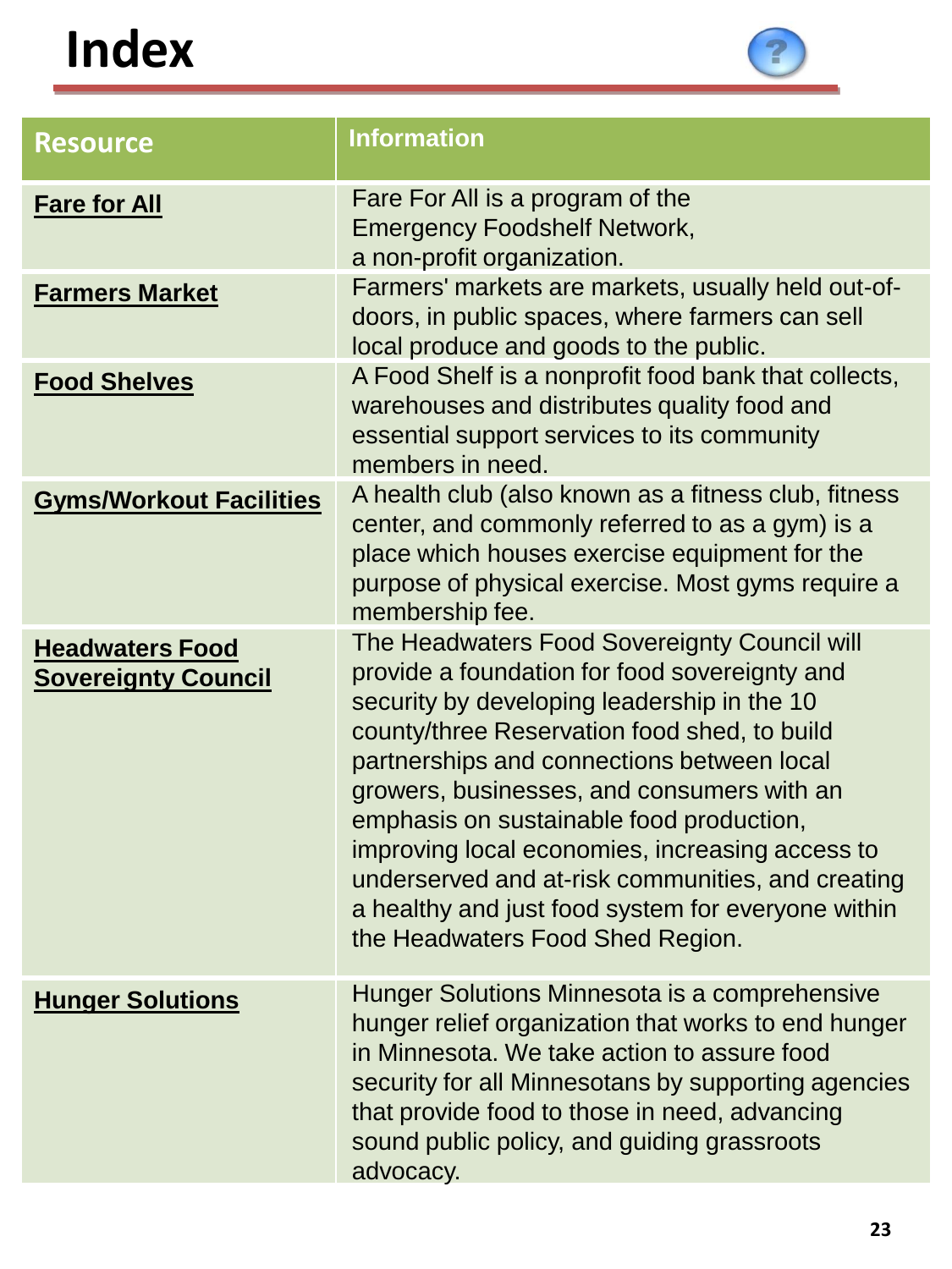# Index

| Resource | Information |
| --- | --- |
| **Fare for All** | Fare For All is a program of the Emergency Foodshelf Network, a non-profit organization. |
| **Farmers Market** | Farmers' markets are markets, usually held out-of-doors, in public spaces, where farmers can sell local produce and goods to the public. |
| **Food Shelves** | A Food Shelf is a nonprofit food bank that collects, warehouses and distributes quality food and essential support services to its community members in need. |
| **Gyms/Workout Facilities** | A health club (also known as a fitness club, fitness center, and commonly referred to as a gym) is a place which houses exercise equipment for the purpose of physical exercise. Most gyms require a membership fee. |
| **Headwaters Food Sovereignty Council** | The Headwaters Food Sovereignty Council will provide a foundation for food sovereignty and security by developing leadership in the 10 county/three Reservation food shed, to build partnerships and connections between local growers, businesses, and consumers with an emphasis on sustainable food production, improving local economies, increasing access to underserved and at-risk communities, and creating a healthy and just food system for everyone within the Headwaters Food Shed Region. |
| **Hunger Solutions** | Hunger Solutions Minnesota is a comprehensive hunger relief organization that works to end hunger in Minnesota. We take action to assure food security for all Minnesotans by supporting agencies that provide food to those in need, advancing sound public policy, and guiding grassroots advocacy. |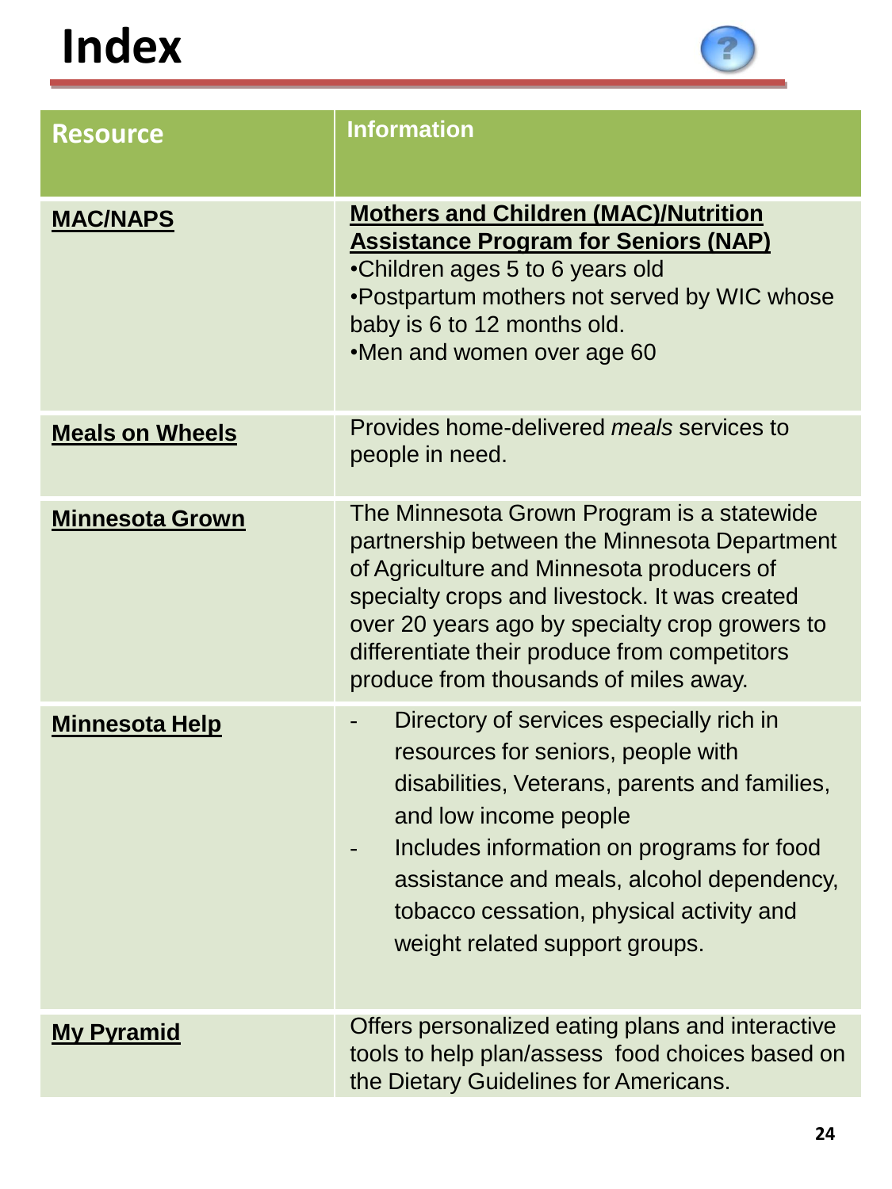# Index

| Resource | Information |
|---|---|
| **MAC/NAPS** | **Mothers and Children (MAC)/Nutrition Assistance Program for Seniors (NAP)**<br>•Children ages 5 to 6 years old<br>•Postpartum mothers not served by WIC whose baby is 6 to 12 months old.<br>•Men and women over age 60 |
| **Meals on Wheels** | Provides home-delivered *meals* services to people in need. |
| **Minnesota Grown** | The Minnesota Grown Program is a statewide partnership between the Minnesota Department of Agriculture and Minnesota producers of specialty crops and livestock. It was created over 20 years ago by specialty crop growers to differentiate their produce from competitors produce from thousands of miles away. |
| **Minnesota Help** | - Directory of services especially rich in resources for seniors, people with disabilities, Veterans, parents and families, and low income people<br>- Includes information on programs for food assistance and meals, alcohol dependency, tobacco cessation, physical activity and weight related support groups. |
| **My Pyramid** | Offers personalized eating plans and interactive tools to help plan/assess food choices based on the Dietary Guidelines for Americans. |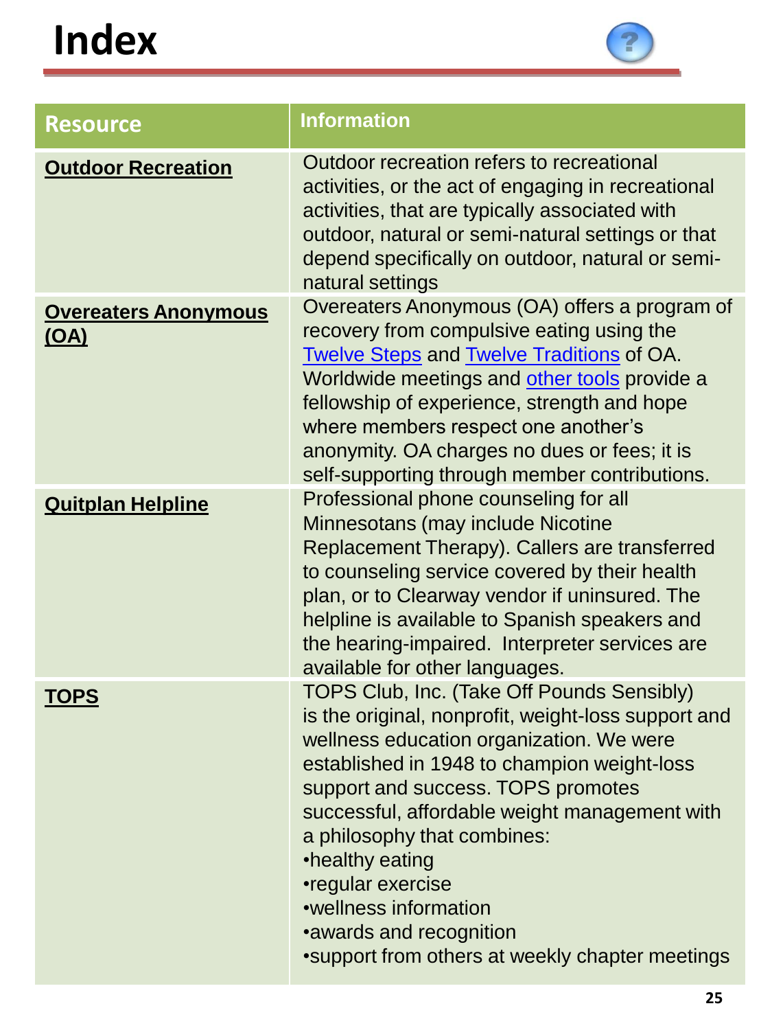# Index

| Resource | Information |
|---|---|
| **Outdoor Recreation** | Outdoor recreation refers to recreational activities, or the act of engaging in recreational activities, that are typically associated with outdoor, natural or semi-natural settings or that depend specifically on outdoor, natural or semi-natural settings |
| **Overeaters Anonymous (OA)** | Overeaters Anonymous (OA) offers a program of recovery from compulsive eating using the Twelve Steps and Twelve Traditions of OA. Worldwide meetings and other tools provide a fellowship of experience, strength and hope where members respect one another's anonymity. OA charges no dues or fees; it is self-supporting through member contributions. |
| **Quitplan Helpline** | Professional phone counseling for all Minnesotans (may include Nicotine Replacement Therapy). Callers are transferred to counseling service covered by their health plan, or to Clearway vendor if uninsured. The helpline is available to Spanish speakers and the hearing-impaired. Interpreter services are available for other languages. |
| **TOPS** | TOPS Club, Inc. (Take Off Pounds Sensibly) is the original, nonprofit, weight-loss support and wellness education organization. We were established in 1948 to champion weight-loss support and success. TOPS promotes successful, affordable weight management with a philosophy that combines:<br>•healthy eating<br>•regular exercise<br>•wellness information<br>•awards and recognition<br>•support from others at weekly chapter meetings |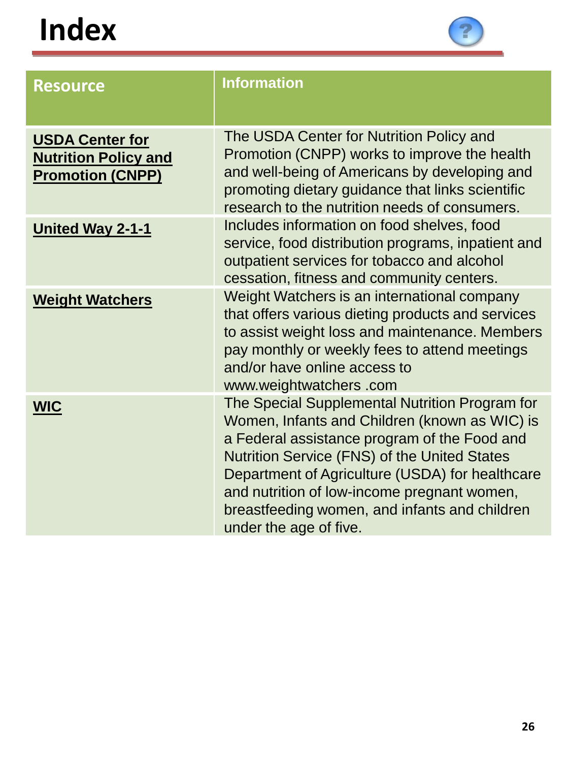# Index

| Resource | Information |
|---|---|
| **USDA Center for Nutrition Policy and Promotion (CNPP)** | The USDA Center for Nutrition Policy and Promotion (CNPP) works to improve the health and well-being of Americans by developing and promoting dietary guidance that links scientific research to the nutrition needs of consumers. |
| **United Way 2-1-1** | Includes information on food shelves, food service, food distribution programs, inpatient and outpatient services for tobacco and alcohol cessation, fitness and community centers. |
| **Weight Watchers** | Weight Watchers is an international company that offers various dieting products and services to assist weight loss and maintenance. Members pay monthly or weekly fees to attend meetings and/or have online access to www.weightwatchers .com |
| **WIC** | The Special Supplemental Nutrition Program for Women, Infants and Children (known as WIC) is a Federal assistance program of the Food and Nutrition Service (FNS) of the United States Department of Agriculture (USDA) for healthcare and nutrition of low-income pregnant women, breastfeeding women, and infants and children under the age of five. |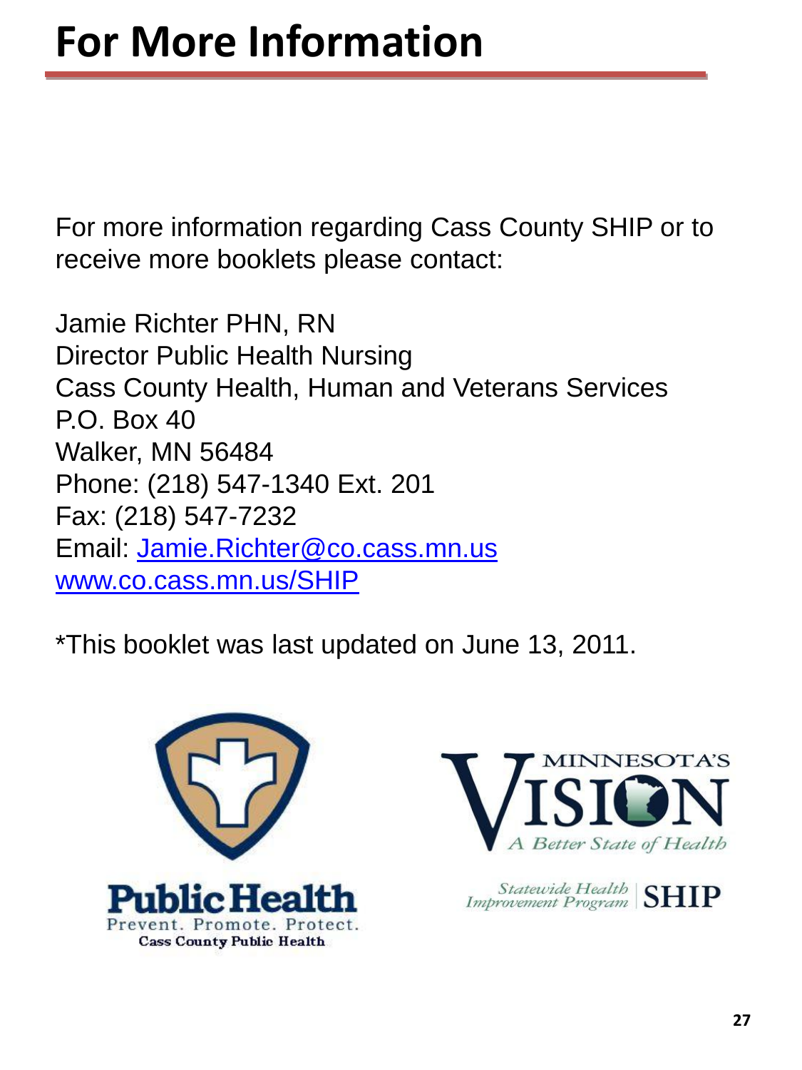# For More Information

For more information regarding Cass County SHIP or to receive more booklets please contact:

Jamie Richter PHN, RN
Director Public Health Nursing
Cass County Health, Human and Veterans Services
P.O. Box 40
Walker, MN 56484
Phone: (218) 547-1340 Ext. 201
Fax: (218) 547-7232
Email: Jamie.Richter@co.cass.mn.us
www.co.cass.mn.us/SHIP

*This booklet was last updated on June 13, 2011.

Public Health
Prevent. Promote. Protect.
Cass County Public Health

MINNESOTA'S VISION
A Better State of Health

Statewide Health Improvement Program SHIP